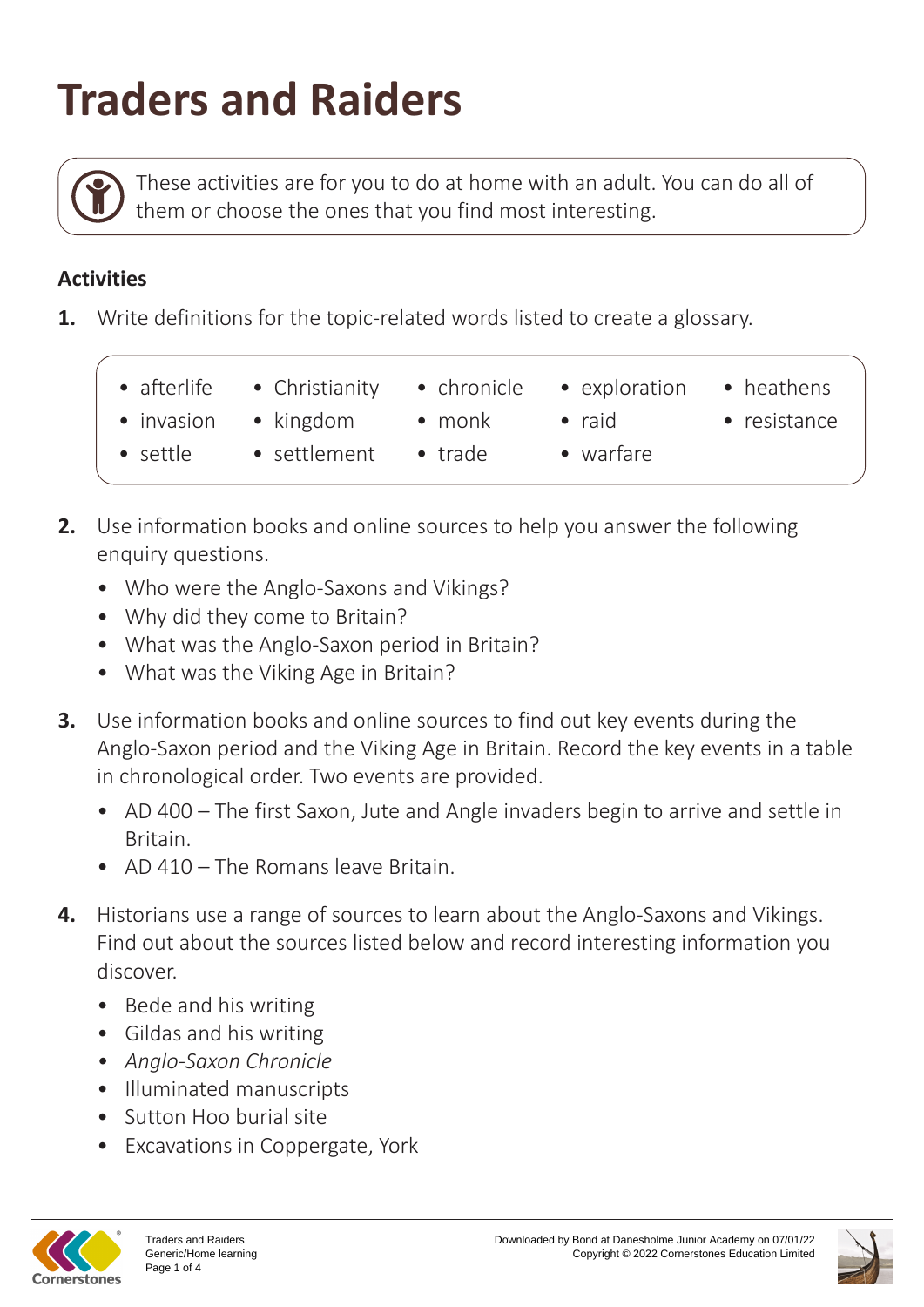# Traders and Raiders

These activities are for you to do at home with an adult. You can do all of them or choose the ones that you find most interesting.

**Activities**

1. Write definitions for the topic-related words listed to create a glossary.

- afterlife
- Christianity
- chronicle
- exploration
- heathens
- invasion
- kingdom
- monk
- raid
- resistance
- settle
- settlement
- trade
- warfare

2. Use information books and online sources to help you answer the following enquiry questions.
   - Who were the Anglo-Saxons and Vikings?
   - Why did they come to Britain?
   - What was the Anglo-Saxon period in Britain?
   - What was the Viking Age in Britain?

3. Use information books and online sources to find out key events during the Anglo-Saxon period and the Viking Age in Britain. Record the key events in a table in chronological order. Two events are provided.
   - AD 400 – The first Saxon, Jute and Angle invaders begin to arrive and settle in Britain.
   - AD 410 – The Romans leave Britain.

4. Historians use a range of sources to learn about the Anglo-Saxons and Vikings. Find out about the sources listed below and record interesting information you discover.
   - Bede and his writing
   - Gildas and his writing
   - *Anglo-Saxon Chronicle*
   - Illuminated manuscripts
   - Sutton Hoo burial site
   - Excavations in Coppergate, York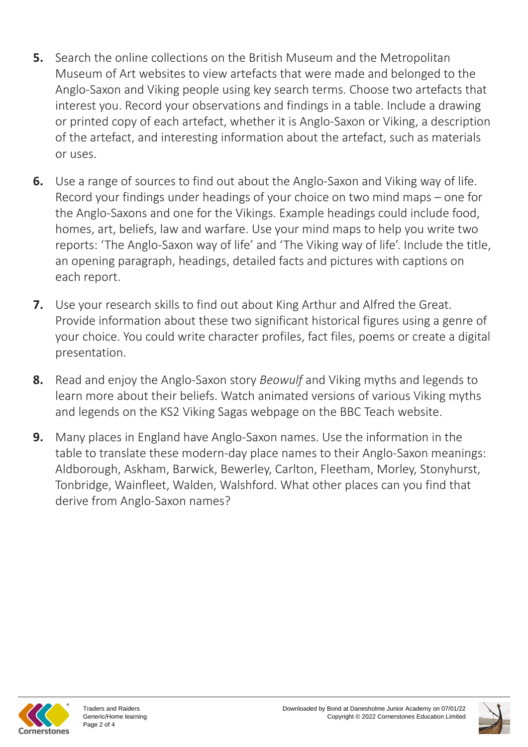5. Search the online collections on the British Museum and the Metropolitan Museum of Art websites to view artefacts that were made and belonged to the Anglo-Saxon and Viking people using key search terms. Choose two artefacts that interest you. Record your observations and findings in a table. Include a drawing or printed copy of each artefact, whether it is Anglo-Saxon or Viking, a description of the artefact, and interesting information about the artefact, such as materials or uses.

6. Use a range of sources to find out about the Anglo-Saxon and Viking way of life. Record your findings under headings of your choice on two mind maps – one for the Anglo-Saxons and one for the Vikings. Example headings could include food, homes, art, beliefs, law and warfare. Use your mind maps to help you write two reports: 'The Anglo-Saxon way of life' and 'The Viking way of life'. Include the title, an opening paragraph, headings, detailed facts and pictures with captions on each report.

7. Use your research skills to find out about King Arthur and Alfred the Great. Provide information about these two significant historical figures using a genre of your choice. You could write character profiles, fact files, poems or create a digital presentation.

8. Read and enjoy the Anglo-Saxon story *Beowulf* and Viking myths and legends to learn more about their beliefs. Watch animated versions of various Viking myths and legends on the KS2 Viking Sagas webpage on the BBC Teach website.

9. Many places in England have Anglo-Saxon names. Use the information in the table to translate these modern-day place names to their Anglo-Saxon meanings: Aldborough, Askham, Barwick, Bewerley, Carlton, Fleetham, Morley, Stonyhurst, Tonbridge, Wainfleet, Walden, Walshford. What other places can you find that derive from Anglo-Saxon names?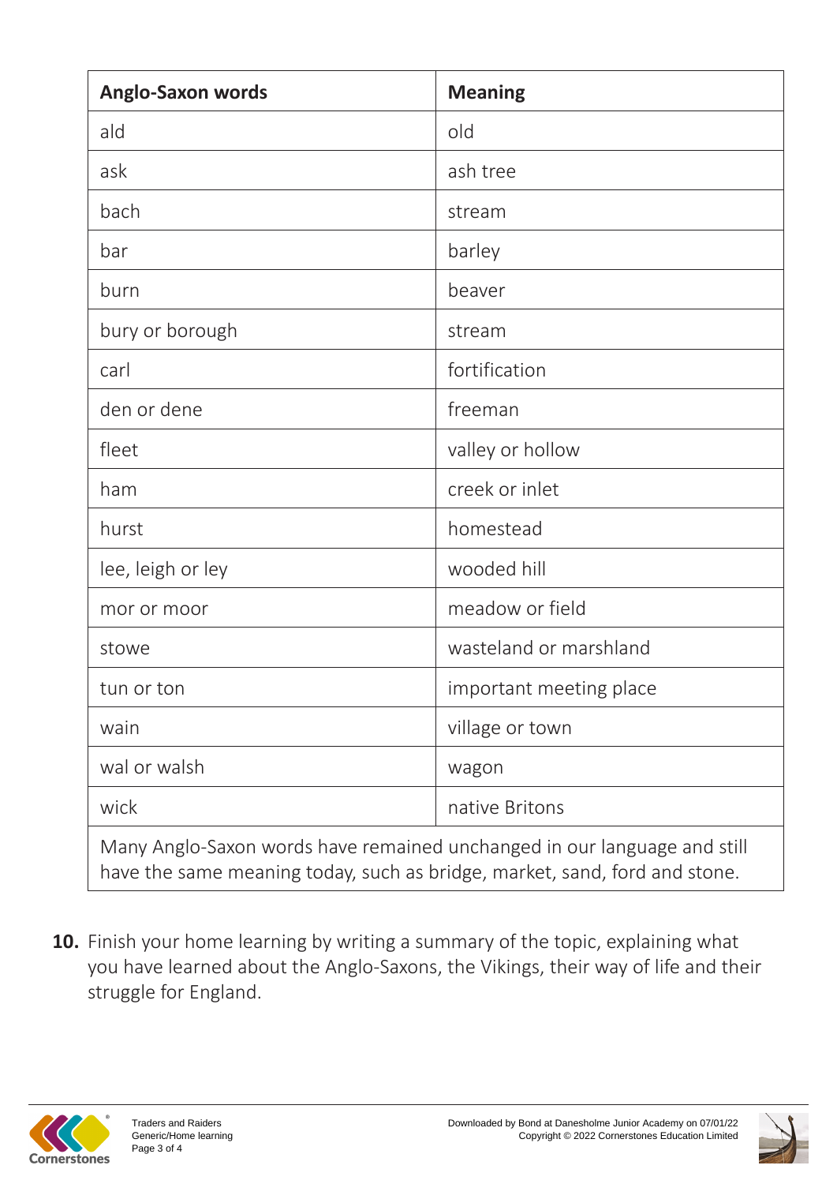| Anglo-Saxon words | Meaning |
|---|---|
| ald | old |
| ask | ash tree |
| bach | stream |
| bar | barley |
| burn | beaver |
| bury or borough | stream |
| carl | fortification |
| den or dene | freeman |
| fleet | valley or hollow |
| ham | creek or inlet |
| hurst | homestead |
| lee, leigh or ley | wooded hill |
| mor or moor | meadow or field |
| stowe | wasteland or marshland |
| tun or ton | important meeting place |
| wain | village or town |
| wal or walsh | wagon |
| wick | native Britons |
| Many Anglo-Saxon words have remained unchanged in our language and still have the same meaning today, such as bridge, market, sand, ford and stone. | |

**10.** Finish your home learning by writing a summary of the topic, explaining what you have learned about the Anglo-Saxons, the Vikings, their way of life and their struggle for England.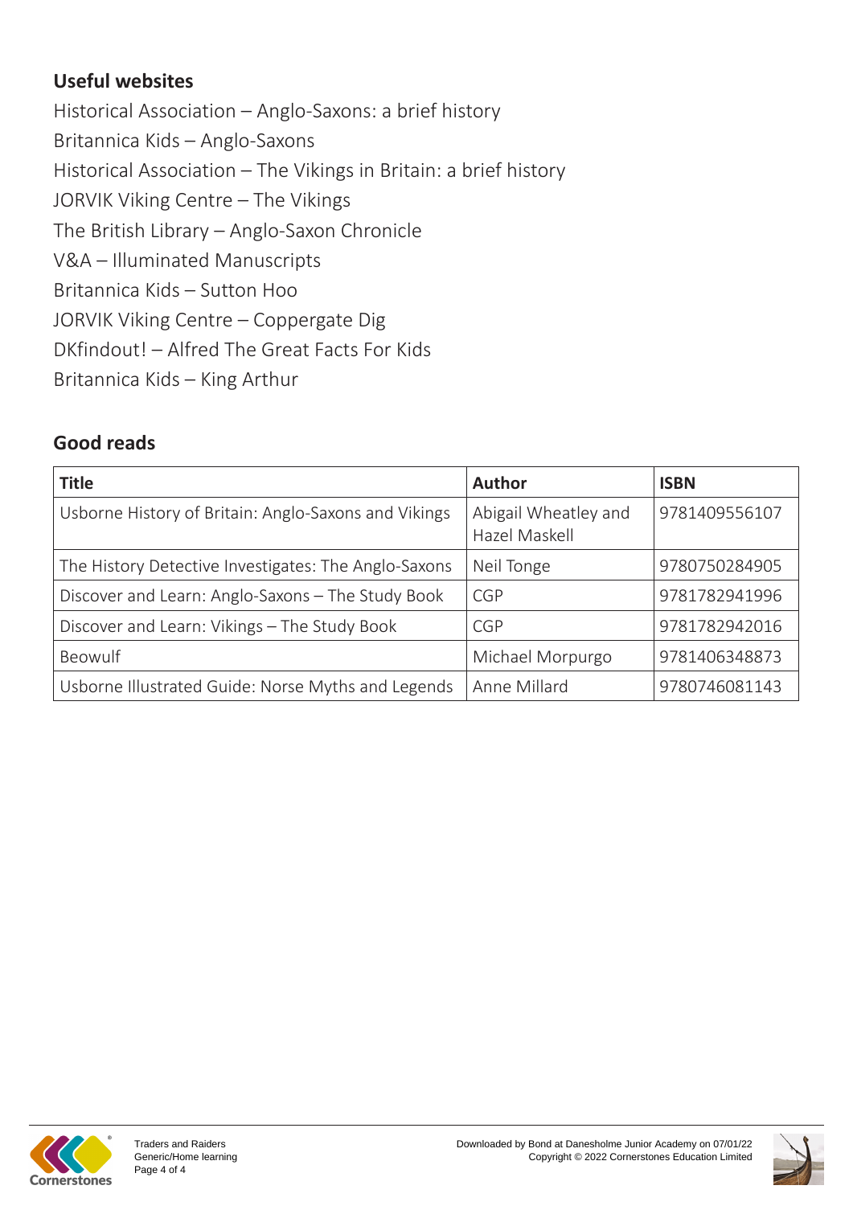## Useful websites

Historical Association – Anglo-Saxons: a brief history
Britannica Kids – Anglo-Saxons
Historical Association – The Vikings in Britain: a brief history
JORVIK Viking Centre – The Vikings
The British Library – Anglo-Saxon Chronicle
V&A – Illuminated Manuscripts
Britannica Kids – Sutton Hoo
JORVIK Viking Centre – Coppergate Dig
DKfindout! – Alfred The Great Facts For Kids
Britannica Kids – King Arthur

## Good reads

| Title | Author | ISBN |
|---|---|---|
| Usborne History of Britain: Anglo-Saxons and Vikings | Abigail Wheatley and Hazel Maskell | 9781409556107 |
| The History Detective Investigates: The Anglo-Saxons | Neil Tonge | 9780750284905 |
| Discover and Learn: Anglo-Saxons – The Study Book | CGP | 9781782941996 |
| Discover and Learn: Vikings – The Study Book | CGP | 9781782942016 |
| Beowulf | Michael Morpurgo | 9781406348873 |
| Usborne Illustrated Guide: Norse Myths and Legends | Anne Millard | 9780746081143 |